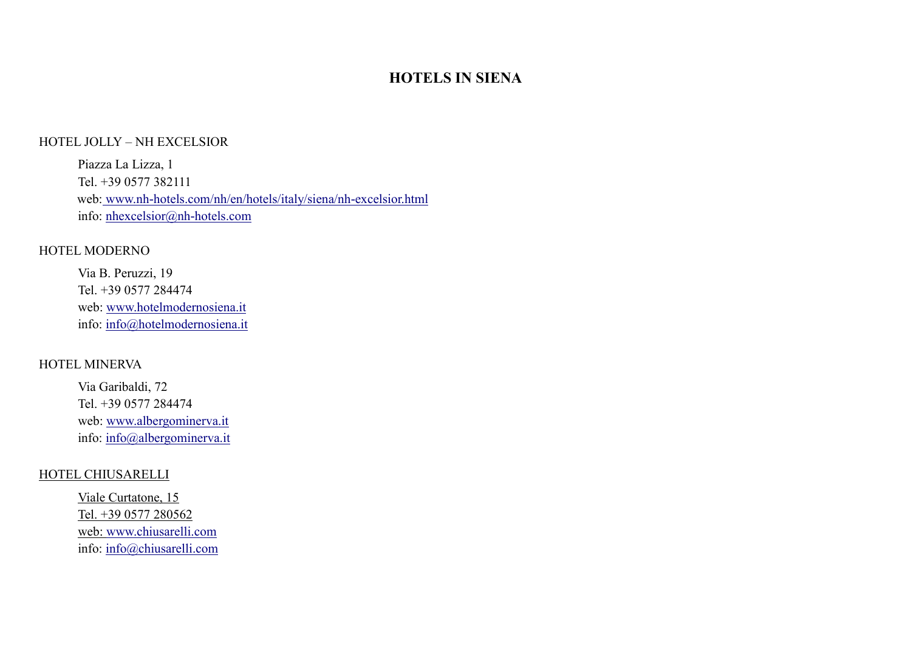# HOTELS IN SIENA

HOTEL JOLLY – NH EXCELSIOR

Piazza La Lizza, 1
Tel. +39 0577 382111
web: www.nh-hotels.com/nh/en/hotels/italy/siena/nh-excelsior.html
info: nhexcelsior@nh-hotels.com

HOTEL MODERNO

Via B. Peruzzi, 19
Tel. +39 0577 284474
web: www.hotelmodernosiena.it
info: info@hotelmodernosiena.it

HOTEL MINERVA

Via Garibaldi, 72
Tel. +39 0577 284474
web: www.albergominerva.it
info: info@albergominerva.it

HOTEL CHIUSARELLI

Viale Curtatone, 15
Tel. +39 0577 280562
web: www.chiusarelli.com
info: info@chiusarelli.com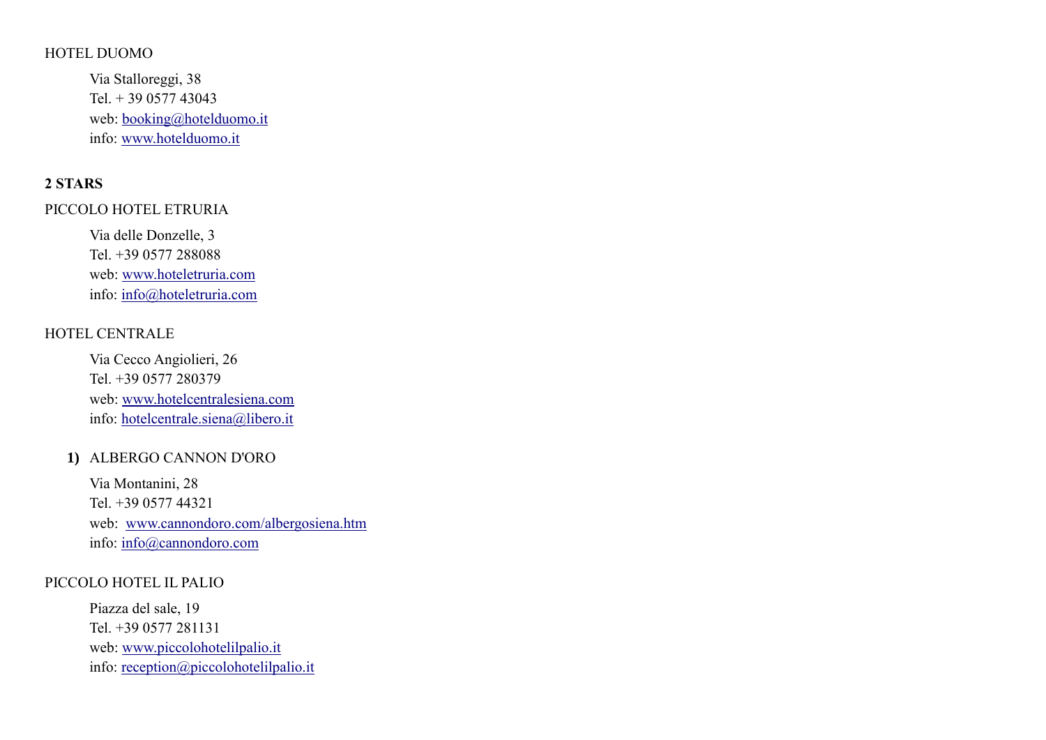HOTEL DUOMO

Via Stalloreggi, 38
Tel. + 39 0577 43043
web: booking@hotelduomo.it
info: www.hotelduomo.it

**2 STARS**

PICCOLO HOTEL ETRURIA

Via delle Donzelle, 3
Tel. +39 0577 288088
web: www.hoteletruria.com
info: info@hoteletruria.com

HOTEL CENTRALE

Via Cecco Angiolieri, 26
Tel. +39 0577 280379
web: www.hotelcentralesiena.com
info: hotelcentrale.siena@libero.it

1) ALBERGO CANNON D'ORO

Via Montanini, 28
Tel. +39 0577 44321
web: www.cannondoro.com/albergosiena.htm
info: info@cannondoro.com

PICCOLO HOTEL IL PALIO

Piazza del sale, 19
Tel. +39 0577 281131
web: www.piccolohotelilpalio.it
info: reception@piccolohotelilpalio.it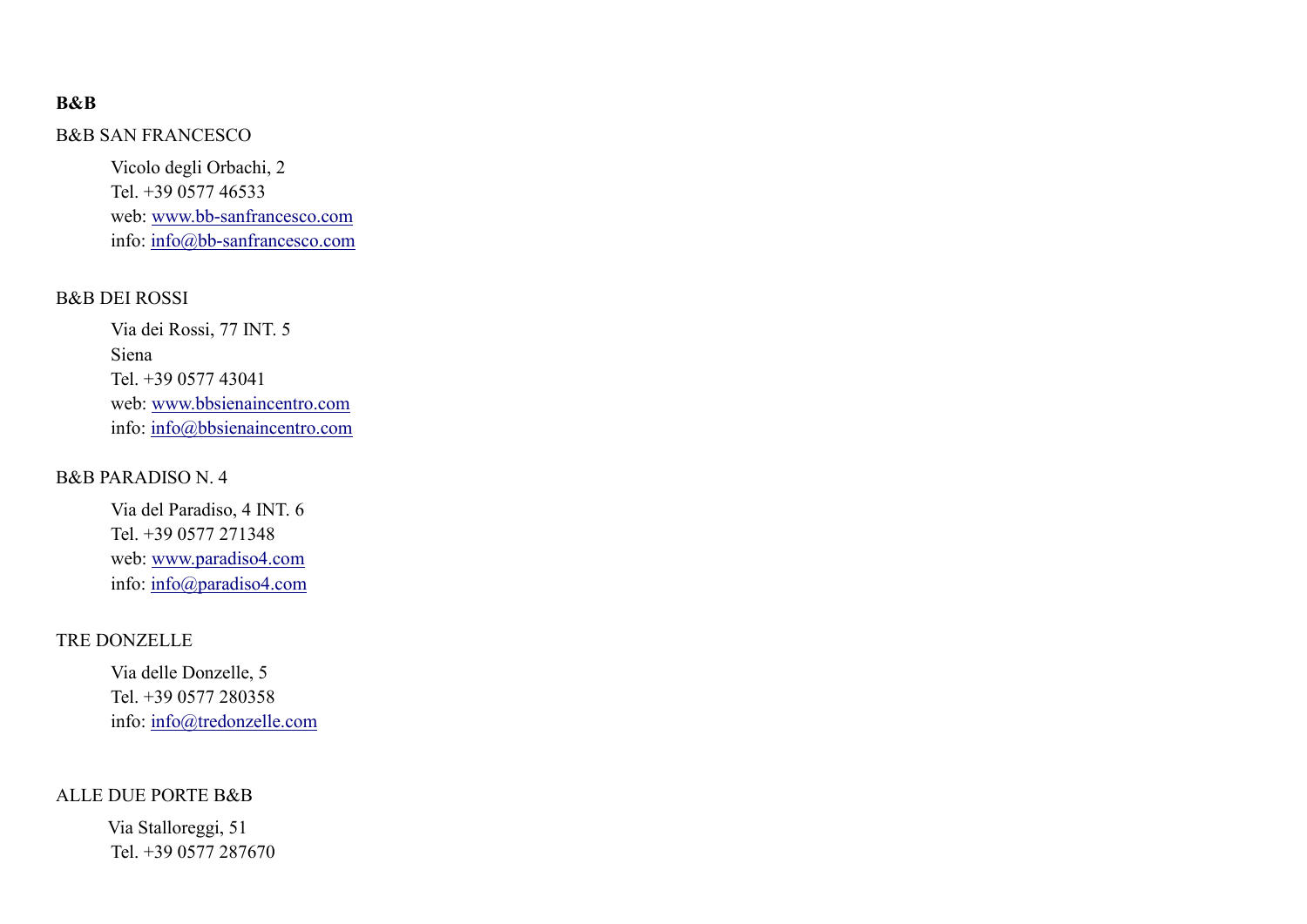**B&B**

B&B SAN FRANCESCO

Vicolo degli Orbachi, 2
Tel. +39 0577 46533
web: www.bb-sanfrancesco.com
info: info@bb-sanfrancesco.com

B&B DEI ROSSI

Via dei Rossi, 77 INT. 5
Siena
Tel. +39 0577 43041
web: www.bbsienaincentro.com
info: info@bbsienaincentro.com

B&B PARADISO N. 4

Via del Paradiso, 4 INT. 6
Tel. +39 0577 271348
web: www.paradiso4.com
info: info@paradiso4.com

TRE DONZELLE

Via delle Donzelle, 5
Tel. +39 0577 280358
info: info@tredonzelle.com

ALLE DUE PORTE B&B

Via Stalloreggi, 51
Tel. +39 0577 287670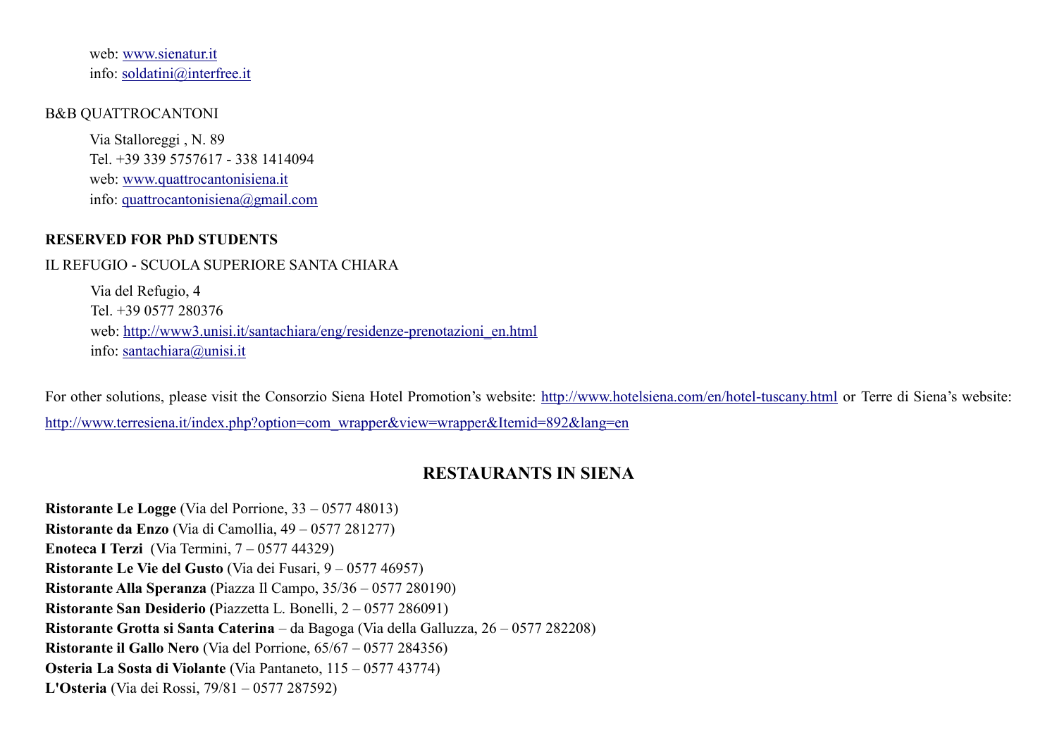web: www.sienatur.it
info: soldatini@interfree.it

B&B QUATTROCANTONI

Via Stalloreggi , N. 89
Tel. +39 339 5757617 - 338 1414094
web: www.quattrocantonisiena.it
info: quattrocantonisiena@gmail.com

**RESERVED FOR PhD STUDENTS**

IL REFUGIO - SCUOLA SUPERIORE SANTA CHIARA

Via del Refugio, 4
Tel. +39 0577 280376
web: http://www3.unisi.it/santachiara/eng/residenze-prenotazioni_en.html
info: santachiara@unisi.it

For other solutions, please visit the Consorzio Siena Hotel Promotion's website: http://www.hotelsiena.com/en/hotel-tuscany.html or Terre di Siena's website: http://www.terresiena.it/index.php?option=com_wrapper&view=wrapper&Itemid=892&lang=en

## RESTAURANTS IN SIENA

**Ristorante Le Logge** (Via del Porrione, 33 – 0577 48013)
**Ristorante da Enzo** (Via di Camollia, 49 – 0577 281277)
**Enoteca I Terzi** (Via Termini, 7 – 0577 44329)
**Ristorante Le Vie del Gusto** (Via dei Fusari, 9 – 0577 46957)
**Ristorante Alla Speranza** (Piazza Il Campo, 35/36 – 0577 280190)
**Ristorante San Desiderio (**Piazzetta L. Bonelli, 2 – 0577 286091)
**Ristorante Grotta si Santa Caterina** – da Bagoga (Via della Galluzza, 26 – 0577 282208)
**Ristorante il Gallo Nero** (Via del Porrione, 65/67 – 0577 284356)
**Osteria La Sosta di Violante** (Via Pantaneto, 115 – 0577 43774)
**L'Osteria** (Via dei Rossi, 79/81 – 0577 287592)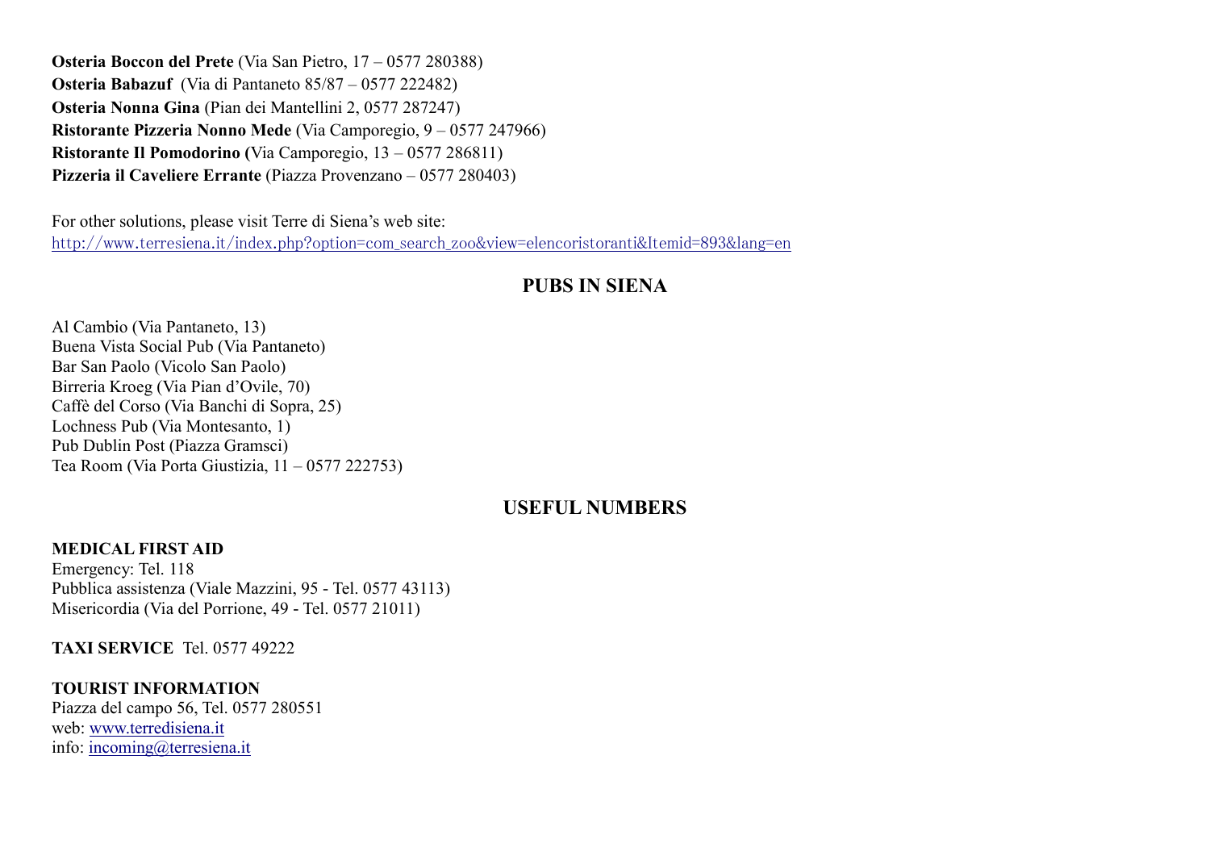**Osteria Boccon del Prete** (Via San Pietro, 17 – 0577 280388)
**Osteria Babazuf** (Via di Pantaneto 85/87 – 0577 222482)
**Osteria Nonna Gina** (Pian dei Mantellini 2, 0577 287247)
**Ristorante Pizzeria Nonno Mede** (Via Camporegio, 9 – 0577 247966)
**Ristorante Il Pomodorino (**Via Camporegio, 13 – 0577 286811)
**Pizzeria il Caveliere Errante** (Piazza Provenzano – 0577 280403)

For other solutions, please visit Terre di Siena's web site:
http://www.terresiena.it/index.php?option=com_search_zoo&view=elencoristoranti&Itemid=893&lang=en

## PUBS IN SIENA

Al Cambio (Via Pantaneto, 13)
Buena Vista Social Pub (Via Pantaneto)
Bar San Paolo (Vicolo San Paolo)
Birreria Kroeg (Via Pian d'Ovile, 70)
Caffè del Corso (Via Banchi di Sopra, 25)
Lochness Pub (Via Montesanto, 1)
Pub Dublin Post (Piazza Gramsci)
Tea Room (Via Porta Giustizia, 11 – 0577 222753)

## USEFUL NUMBERS

**MEDICAL FIRST AID**
Emergency: Tel. 118
Pubblica assistenza (Viale Mazzini, 95 - Tel. 0577 43113)
Misericordia (Via del Porrione, 49 - Tel. 0577 21011)

**TAXI SERVICE** Tel. 0577 49222

**TOURIST INFORMATION**
Piazza del campo 56, Tel. 0577 280551
web: www.terredisiena.it
info: incoming@terresiena.it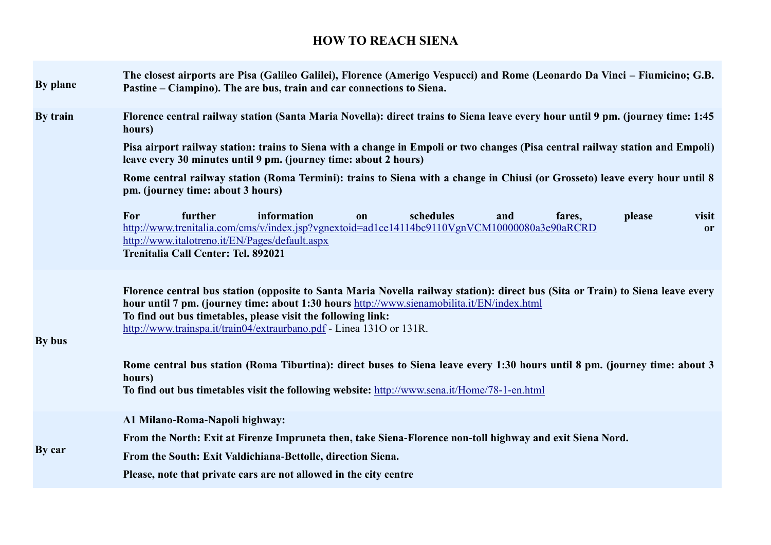# HOW TO REACH SIENA

| | |
|---|---|
| **By plane** | **The closest airports are Pisa (Galileo Galilei), Florence (Amerigo Vespucci) and Rome (Leonardo Da Vinci – Fiumicino; G.B. Pastine – Ciampino). The are bus, train and car connections to Siena.** |
| **By train** | **Florence central railway station (Santa Maria Novella): direct trains to Siena leave every hour until 9 pm. (journey time: 1:45 hours)**<br><br>**Pisa airport railway station: trains to Siena with a change in Empoli or two changes (Pisa central railway station and Empoli) leave every 30 minutes until 9 pm. (journey time: about 2 hours)**<br><br>**Rome central railway station (Roma Termini): trains to Siena with a change in Chiusi (or Grosseto) leave every hour until 8 pm. (journey time: about 3 hours)**<br><br>**For further information on schedules and fares, please visit** http://www.trenitalia.com/cms/v/index.jsp?vgnextoid=ad1ce14114bc9110VgnVCM10000080a3e90aRCRD **or** http://www.italotreno.it/EN/Pages/default.aspx<br>**Trenitalia Call Center: Tel. 892021** |
| **By bus** | **Florence central bus station (opposite to Santa Maria Novella railway station): direct bus (Sita or Train) to Siena leave every hour until 7 pm. (journey time: about 1:30 hours** http://www.sienamobilita.it/EN/index.html<br>**To find out bus timetables, please visit the following link:**<br>http://www.trainspa.it/train04/extraurbano.pdf - Linea 131O or 131R.<br><br>**Rome central bus station (Roma Tiburtina): direct buses to Siena leave every 1:30 hours until 8 pm. (journey time: about 3 hours)**<br>**To find out bus timetables visit the following website:** http://www.sena.it/Home/78-1-en.html |
| **By car** | **A1 Milano-Roma-Napoli highway:**<br><br>**From the North: Exit at Firenze Impruneta then, take Siena-Florence non-toll highway and exit Siena Nord.**<br><br>**From the South: Exit Valdichiana-Bettolle, direction Siena.**<br><br>**Please, note that private cars are not allowed in the city centre** |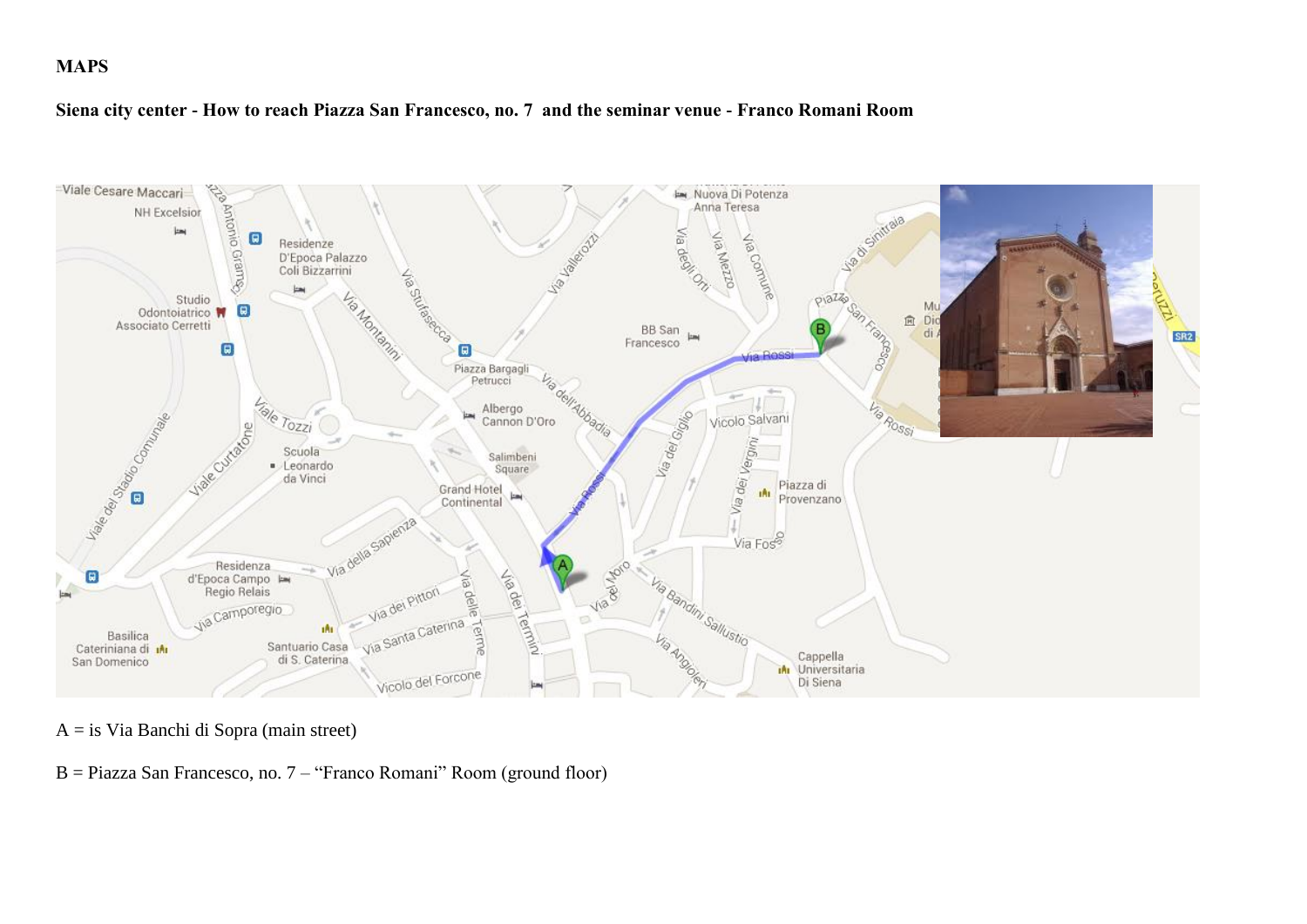# MAPS

## Siena city center - How to reach Piazza San Francesco, no. 7 and the seminar venue - Franco Romani Room

A = is Via Banchi di Sopra (main street)

B = Piazza San Francesco, no. 7 – “Franco Romani” Room (ground floor)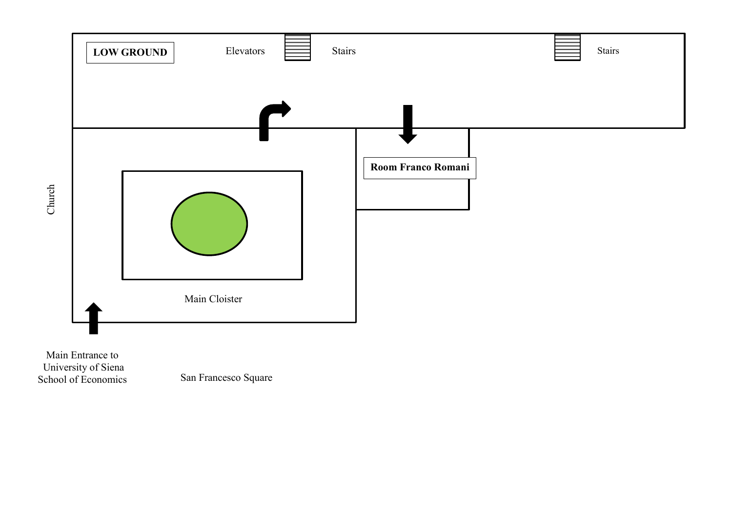LOW GROUND

Elevators

Stairs

Stairs

Room Franco Romani

Church

Main Cloister

Main Entrance to
University of Siena
School of Economics

San Francesco Square